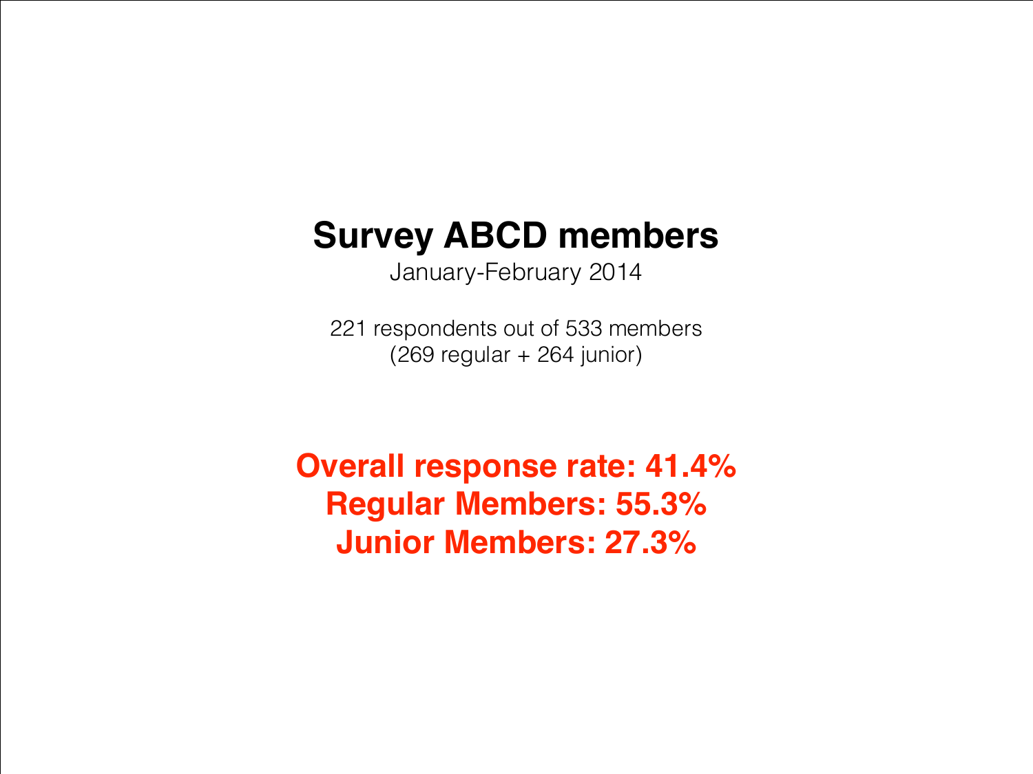# Survey ABCD members

January-February 2014

221 respondents out of 533 members
(269 regular + 264 junior)

**Overall response rate: 41.4%**
**Regular Members: 55.3%**
**Junior Members: 27.3%**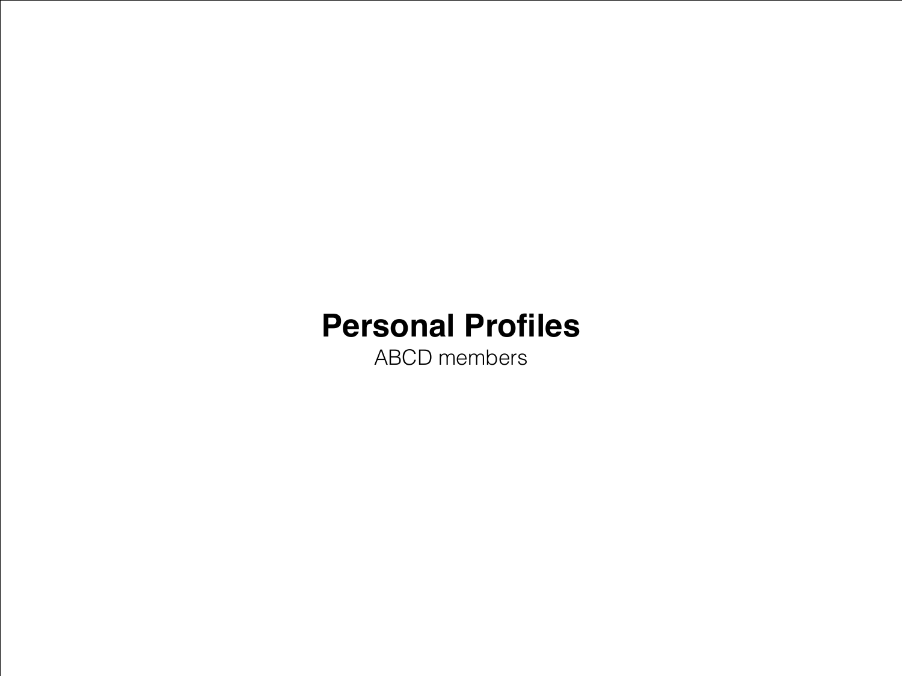# Personal Profiles

ABCD members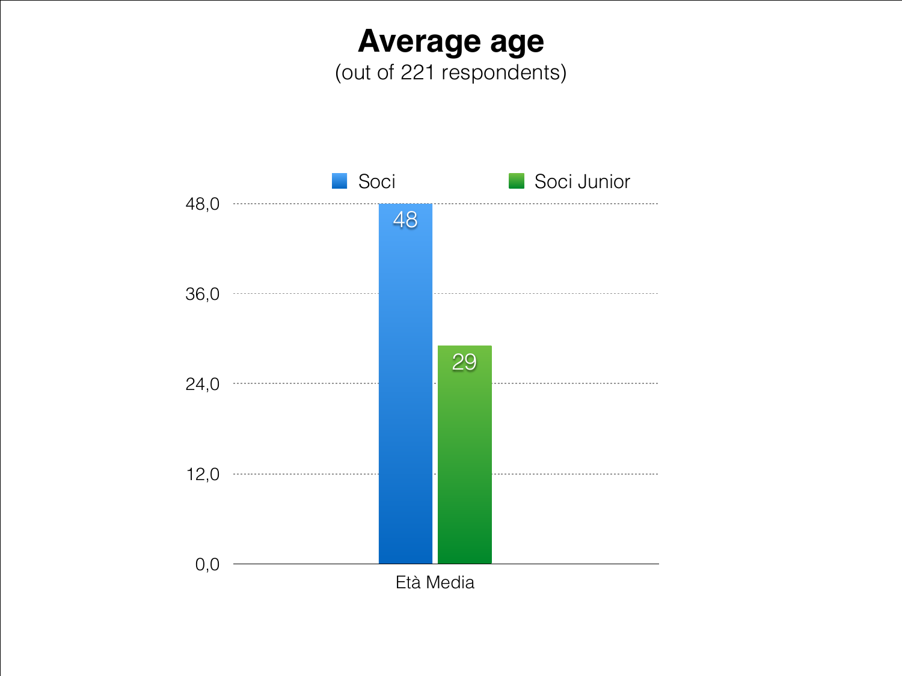# Average age

(out of 221 respondents)

| | Soci | Soci Junior |
|---|---|---|
| Età Media | 48 | 29 |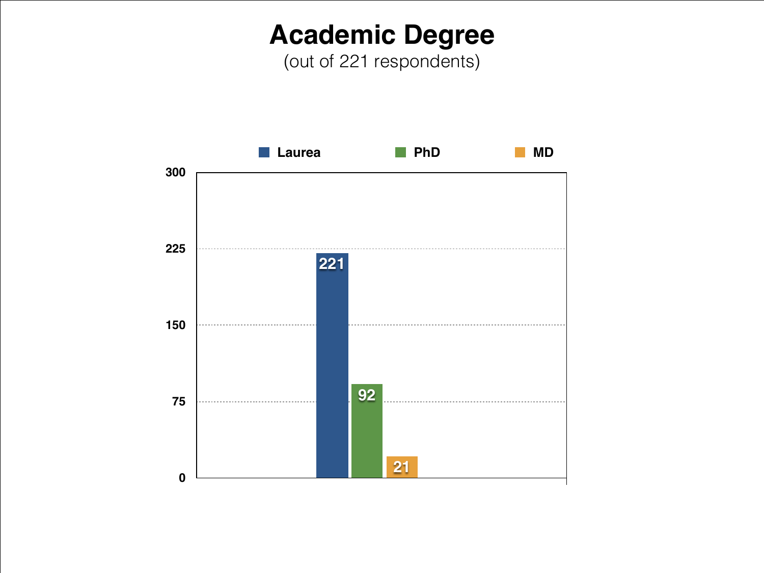# Academic Degree

(out of 221 respondents)

| Degree | Count |
| --- | --- |
| Laurea | 221 |
| PhD | 92 |
| MD | 21 |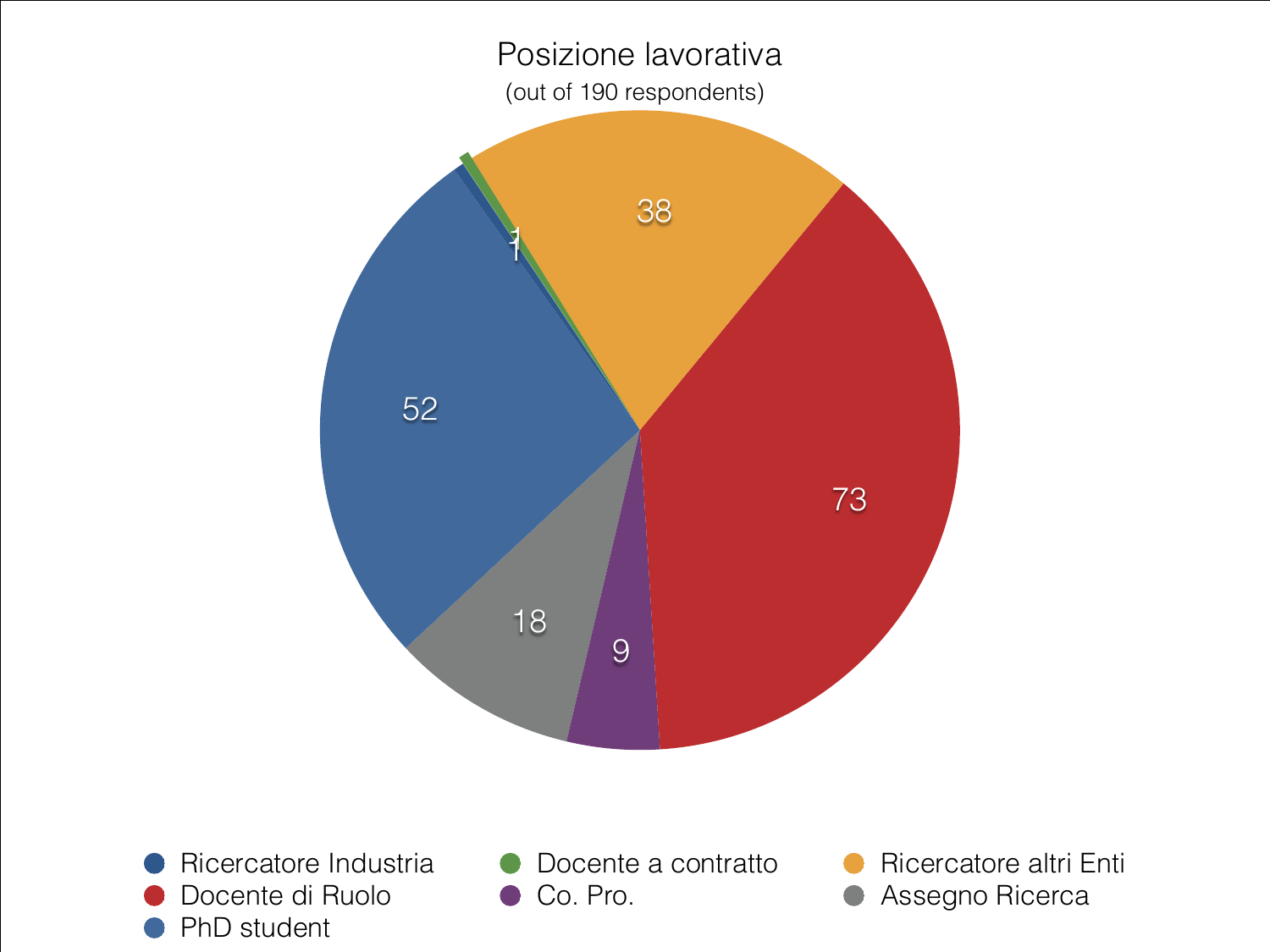## Posizione lavorativa

(out of 190 respondents)

| Posizione | Respondents |
| --- | --- |
| Ricercatore Industria | 1 |
| Docente a contratto | 1 |
| Ricercatore altri Enti | 38 |
| Docente di Ruolo | 73 |
| Co. Pro. | 9 |
| Assegno Ricerca | 18 |
| PhD student | 52 |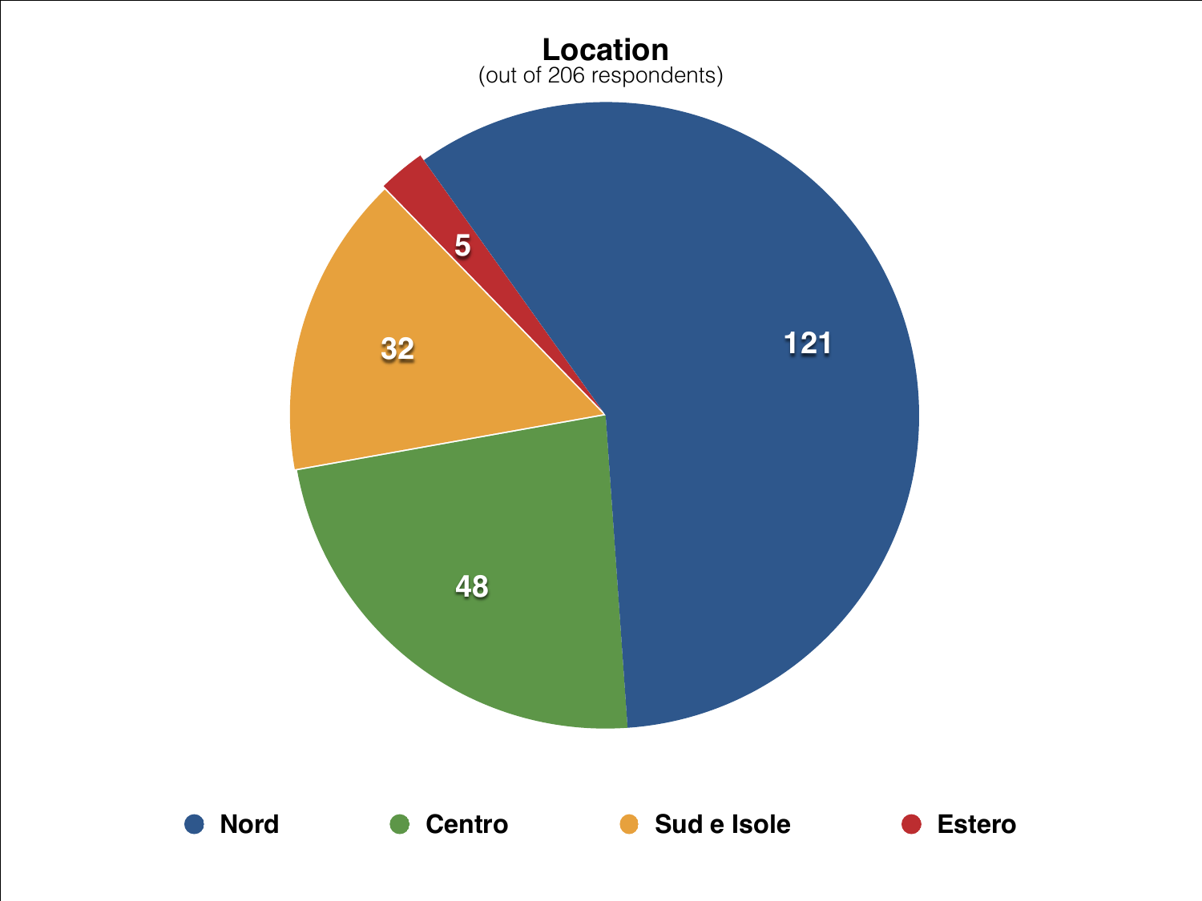**Location**

(out of 206 respondents)

| Location | Respondents |
| --- | --- |
| Nord | 121 |
| Centro | 48 |
| Sud e Isole | 32 |
| Estero | 5 |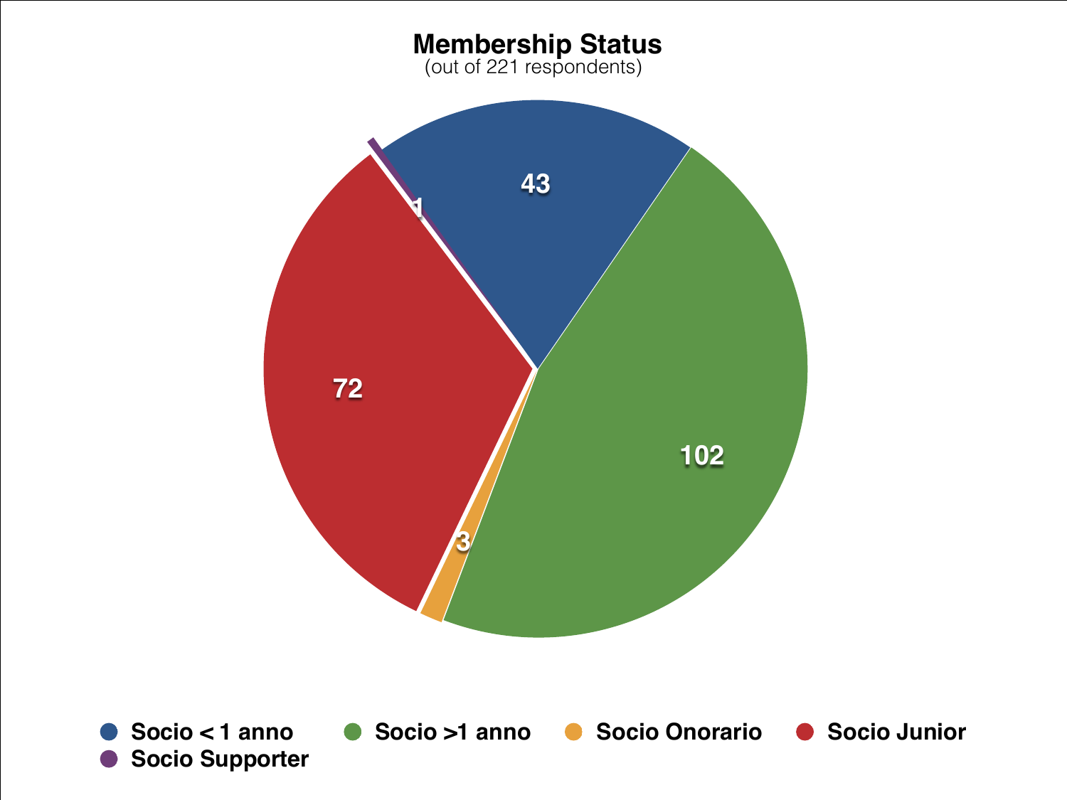## Membership Status

(out of 221 respondents)

| Membership Status | Respondents |
| --- | --- |
| Socio < 1 anno | 43 |
| Socio >1 anno | 102 |
| Socio Onorario | 3 |
| Socio Junior | 72 |
| Socio Supporter | 1 |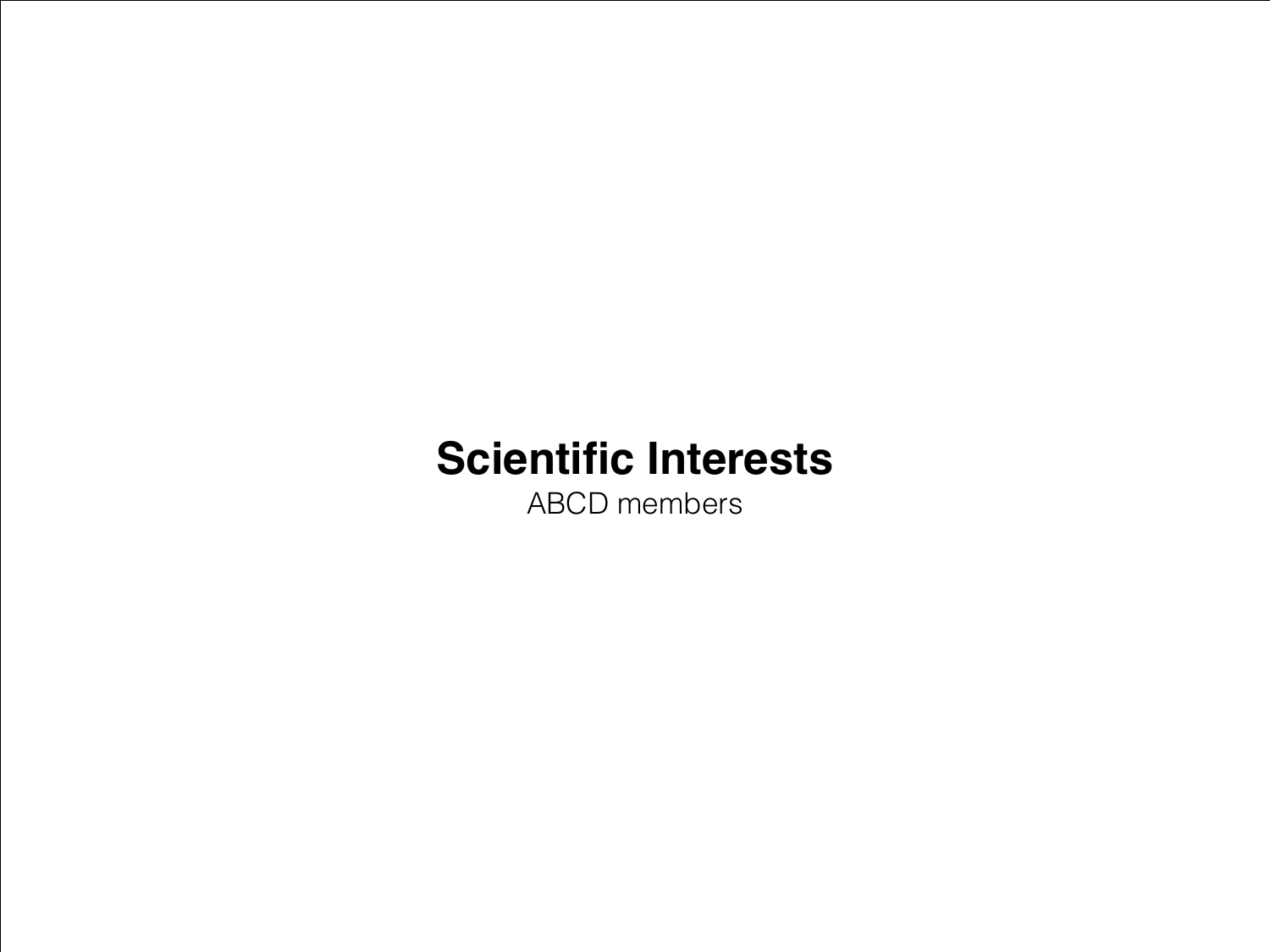# Scientific Interests

ABCD members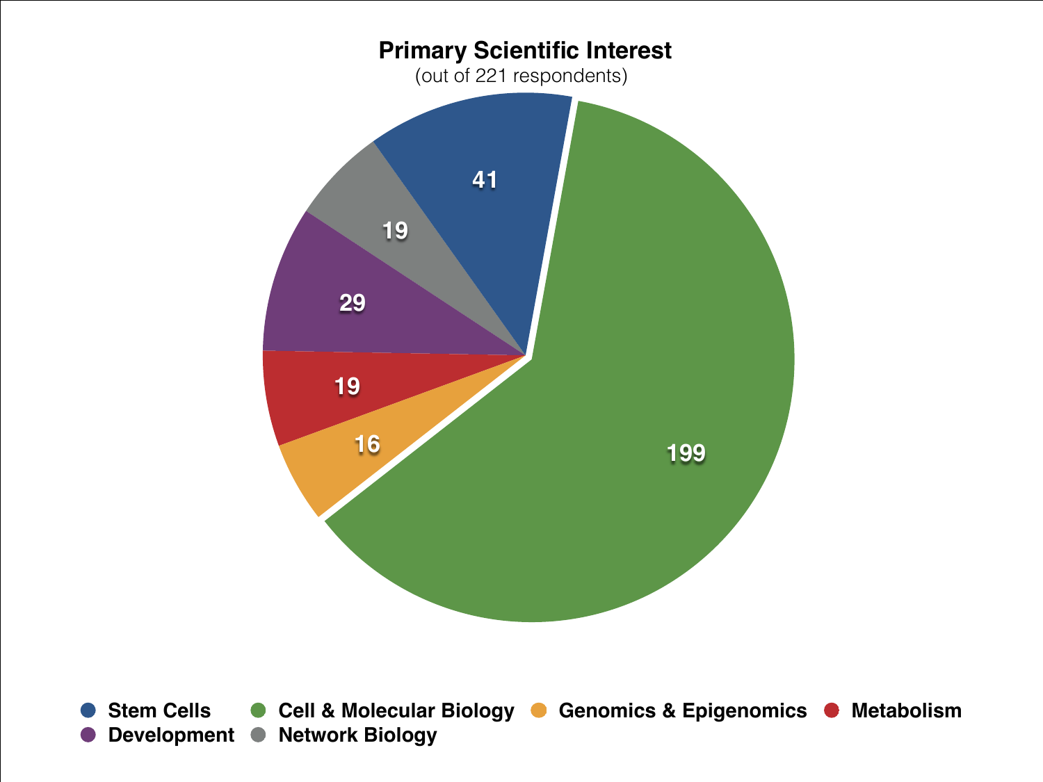**Primary Scientific Interest**

(out of 221 respondents)

| Primary Scientific Interest | Respondents |
| --- | --- |
| Stem Cells | 41 |
| Cell & Molecular Biology | 199 |
| Genomics & Epigenomics | 16 |
| Metabolism | 19 |
| Development | 29 |
| Network Biology | 19 |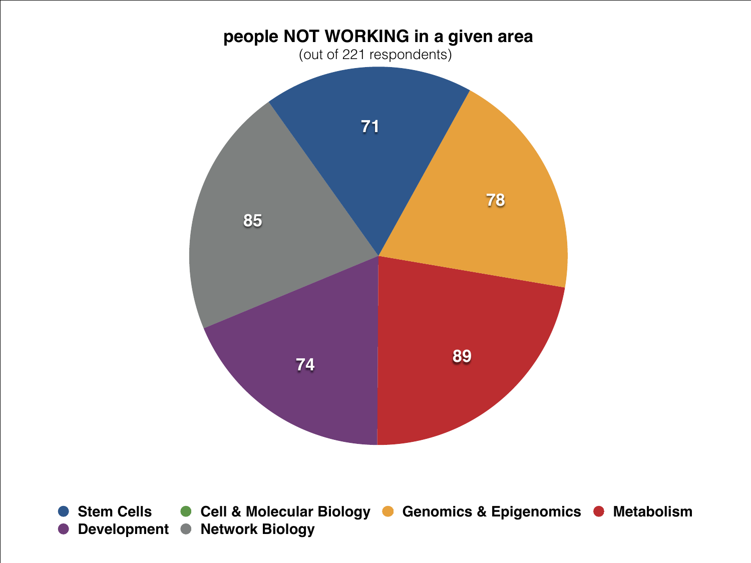**people NOT WORKING in a given area**

(out of 221 respondents)

| Area | Count |
| --- | --- |
| Stem Cells | 71 |
| Genomics & Epigenomics | 78 |
| Metabolism | 89 |
| Development | 74 |
| Network Biology | 85 |

Stem Cells · Cell & Molecular Biology · Genomics & Epigenomics · Metabolism · Development · Network Biology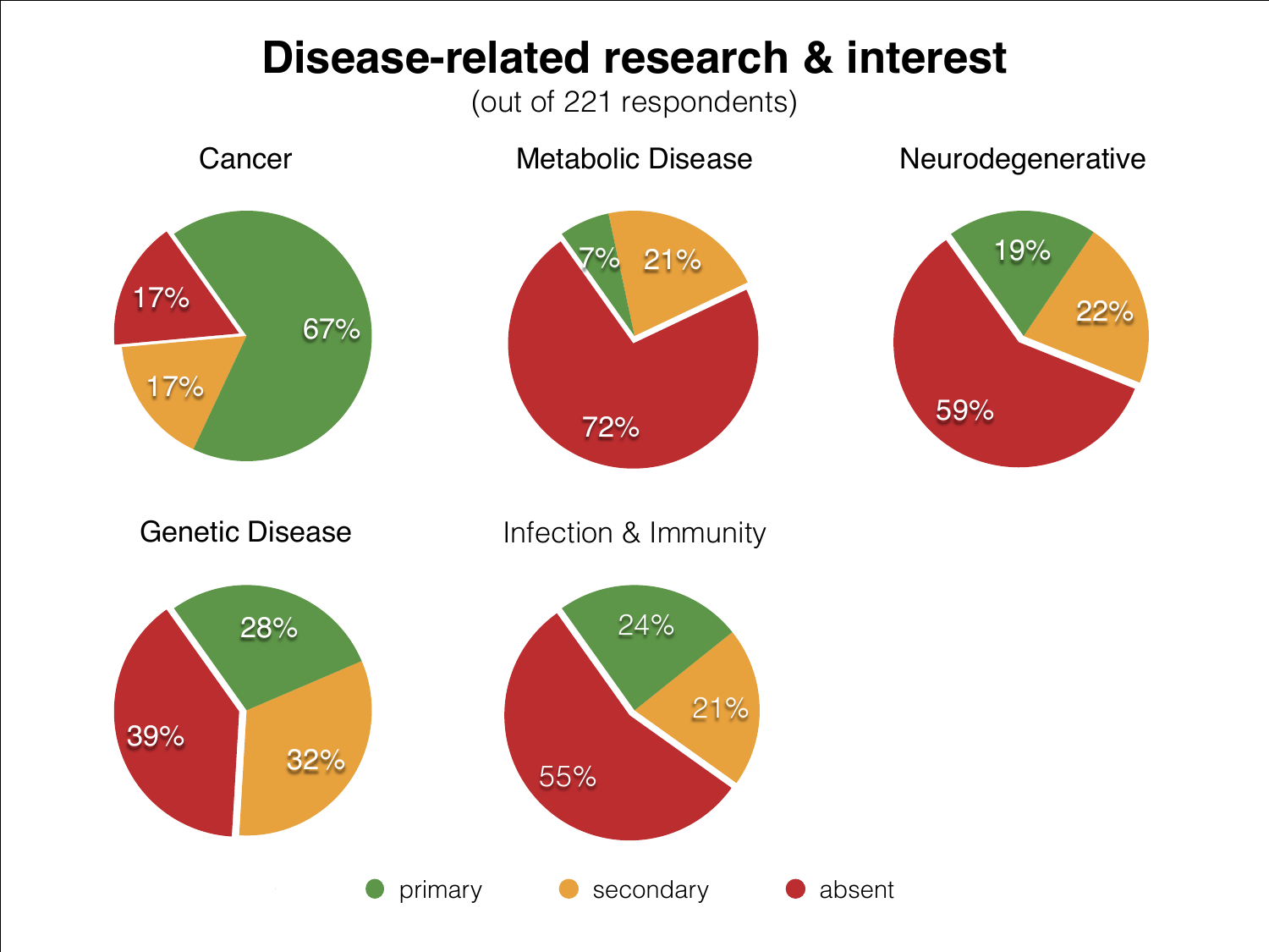# Disease-related research & interest

(out of 221 respondents)

| | primary | secondary | absent |
|---|---|---|---|
| Cancer | 67% | 17% | 17% |
| Metabolic Disease | 7% | 21% | 72% |
| Neurodegenerative | 19% | 22% | 59% |
| Genetic Disease | 28% | 32% | 39% |
| Infection & Immunity | 24% | 21% | 55% |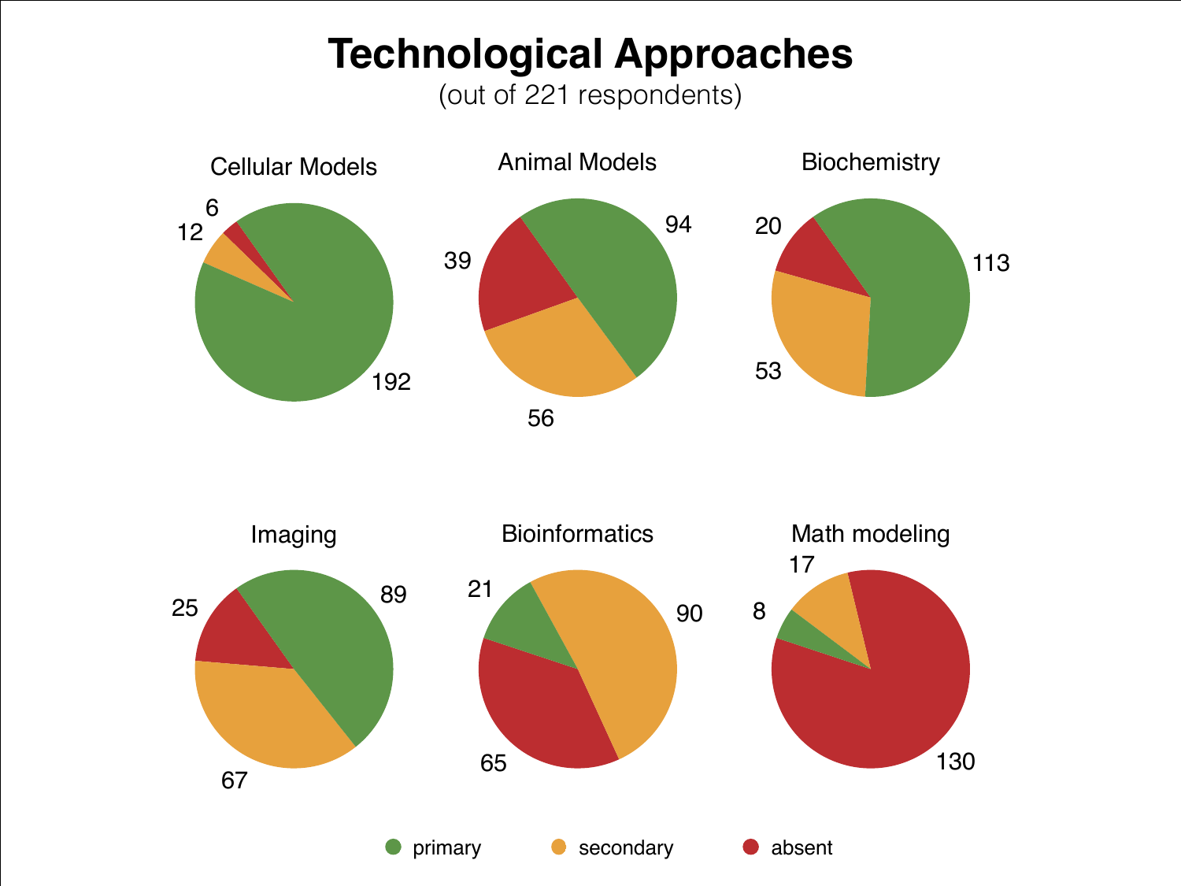# Technological Approaches

(out of 221 respondents)

| Approach | primary | secondary | absent |
|---|---|---|---|
| Cellular Models | 192 | 12 | 6 |
| Animal Models | 94 | 56 | 39 |
| Biochemistry | 113 | 53 | 20 |
| Imaging | 89 | 67 | 25 |
| Bioinformatics | 21 | 90 | 65 |
| Math modeling | 8 | 17 | 130 |

primary · secondary · absent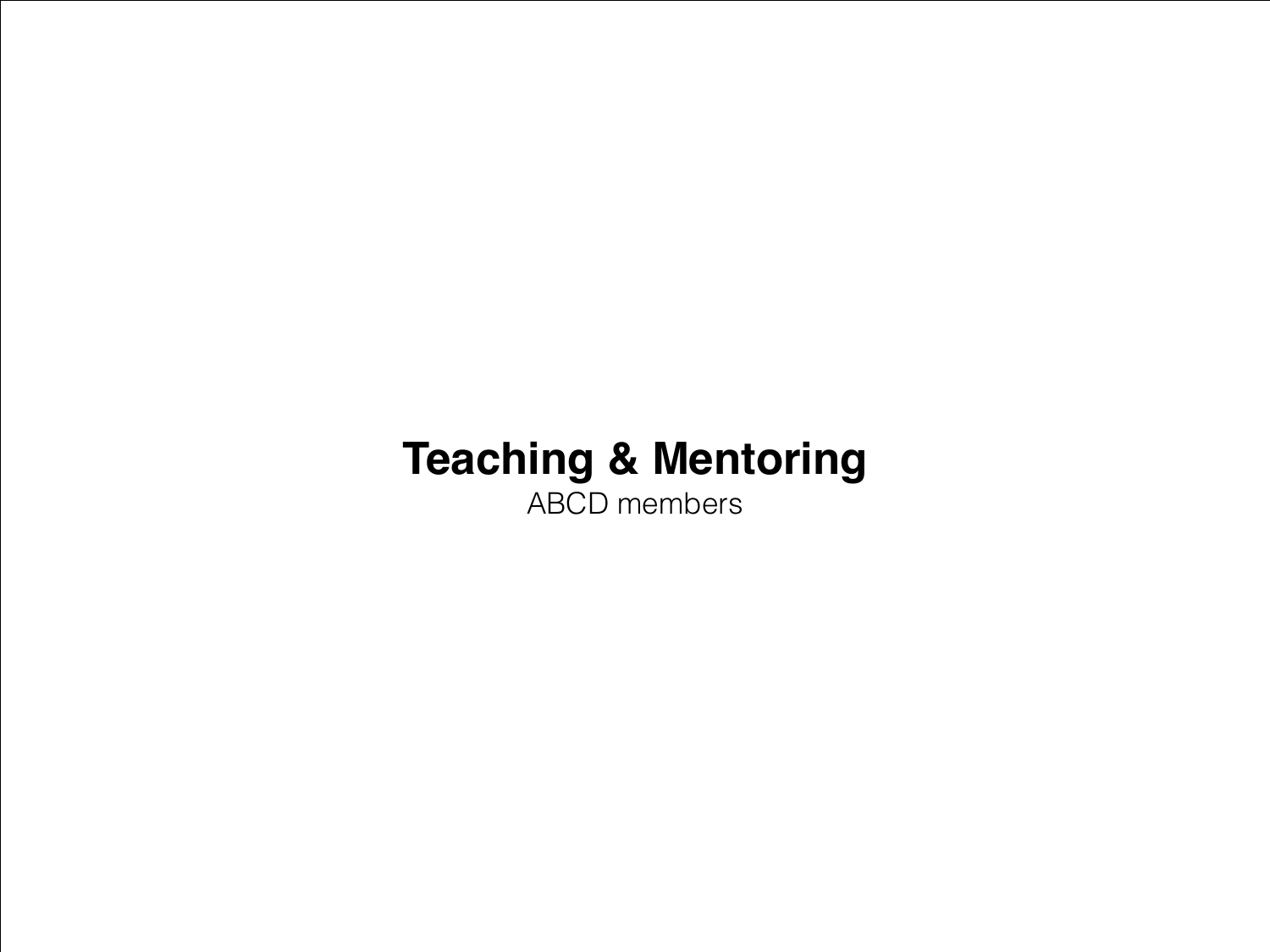# Teaching & Mentoring

ABCD members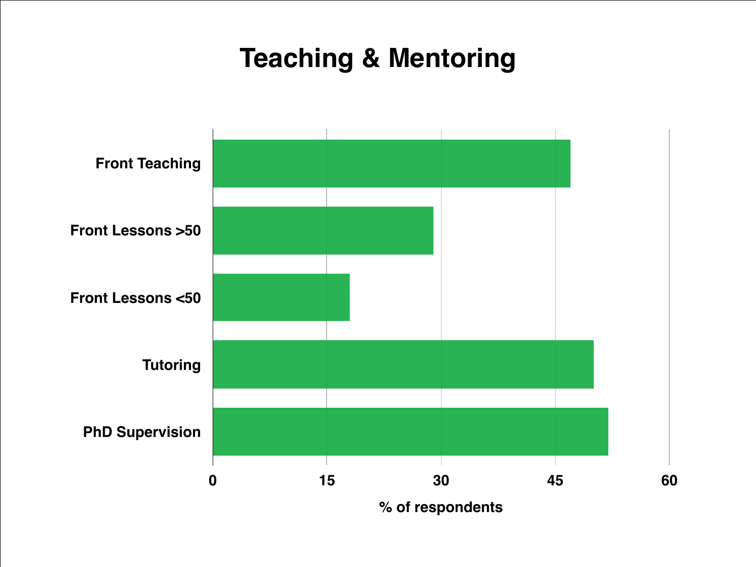# Teaching & Mentoring

| Category | % of respondents |
| --- | --- |
| Front Teaching | ~47 |
| Front Lessons >50 | ~29 |
| Front Lessons <50 | ~18 |
| Tutoring | ~50 |
| PhD Supervision | ~52 |

% of respondents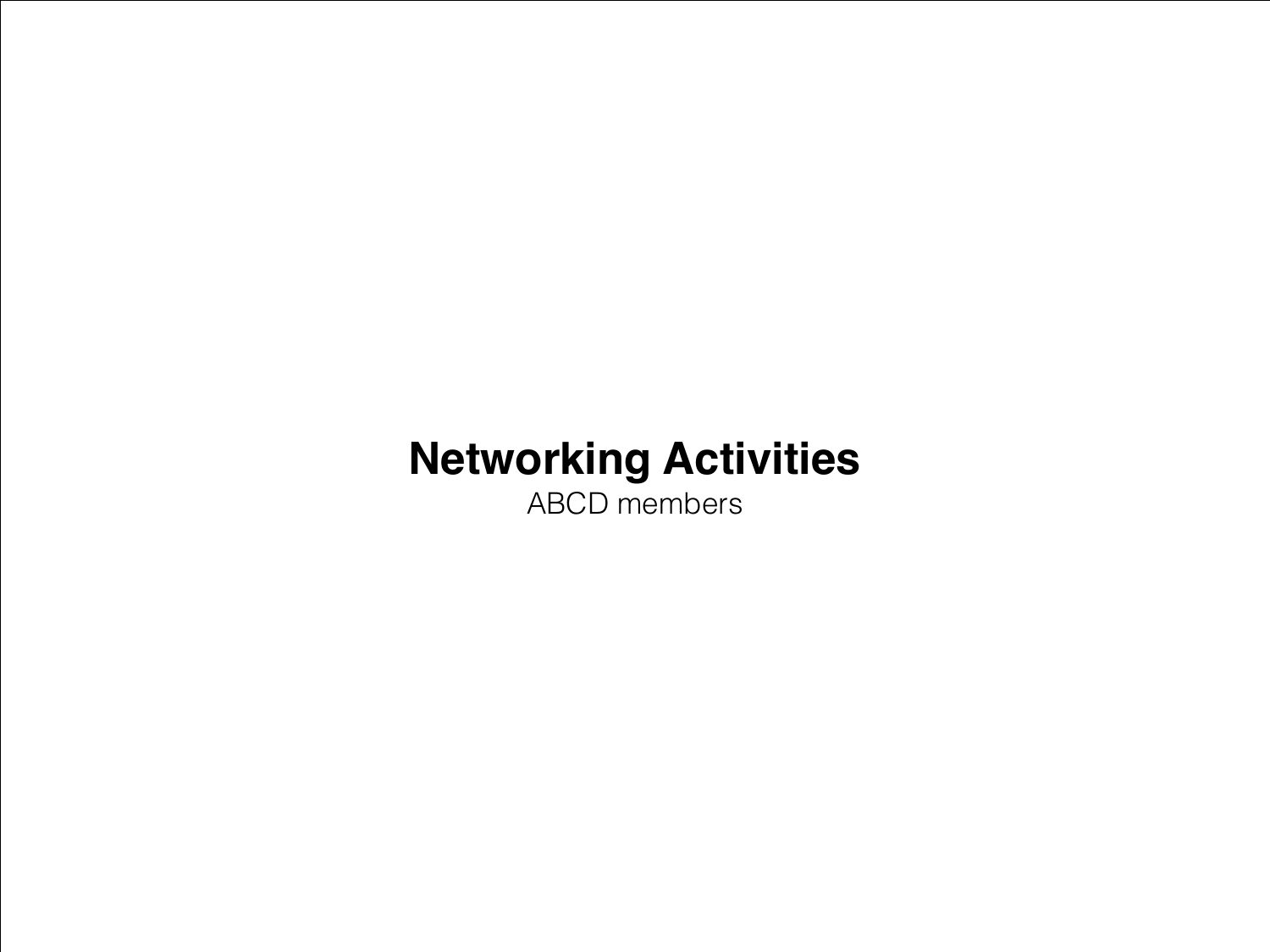# Networking Activities

ABCD members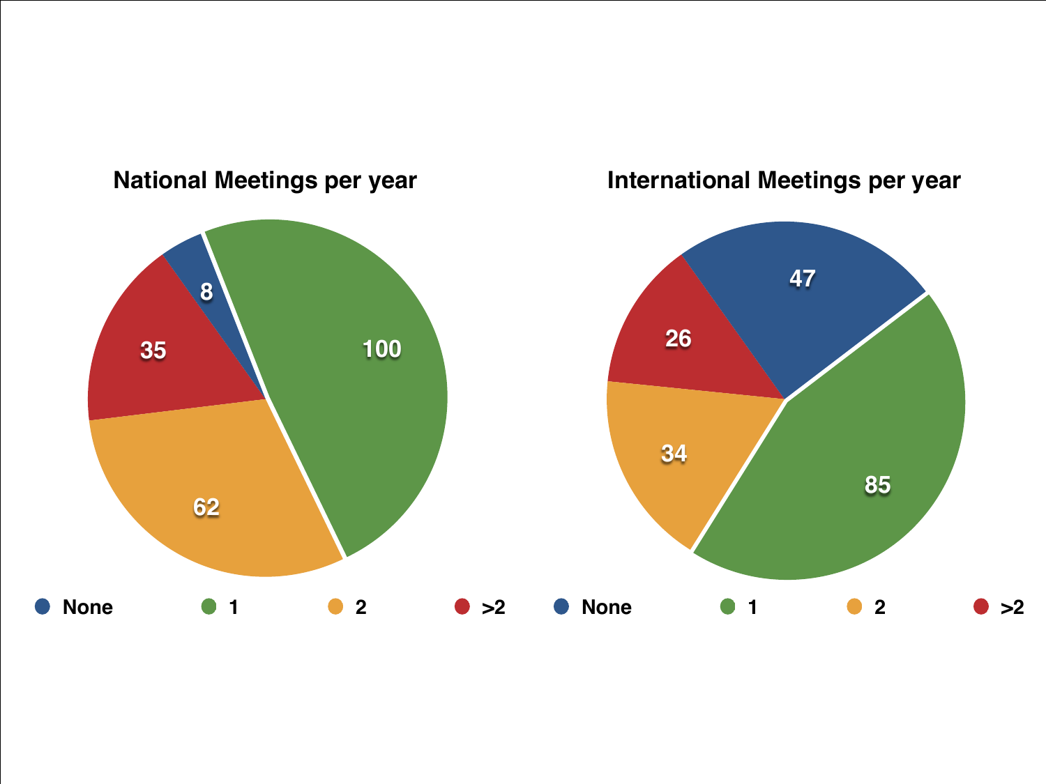## National Meetings per year

| Category | Count |
|---|---|
| None | 8 |
| 1 | 100 |
| 2 | 62 |
| >2 | 35 |

## International Meetings per year

| Category | Count |
|---|---|
| None | 47 |
| 1 | 85 |
| 2 | 34 |
| >2 | 26 |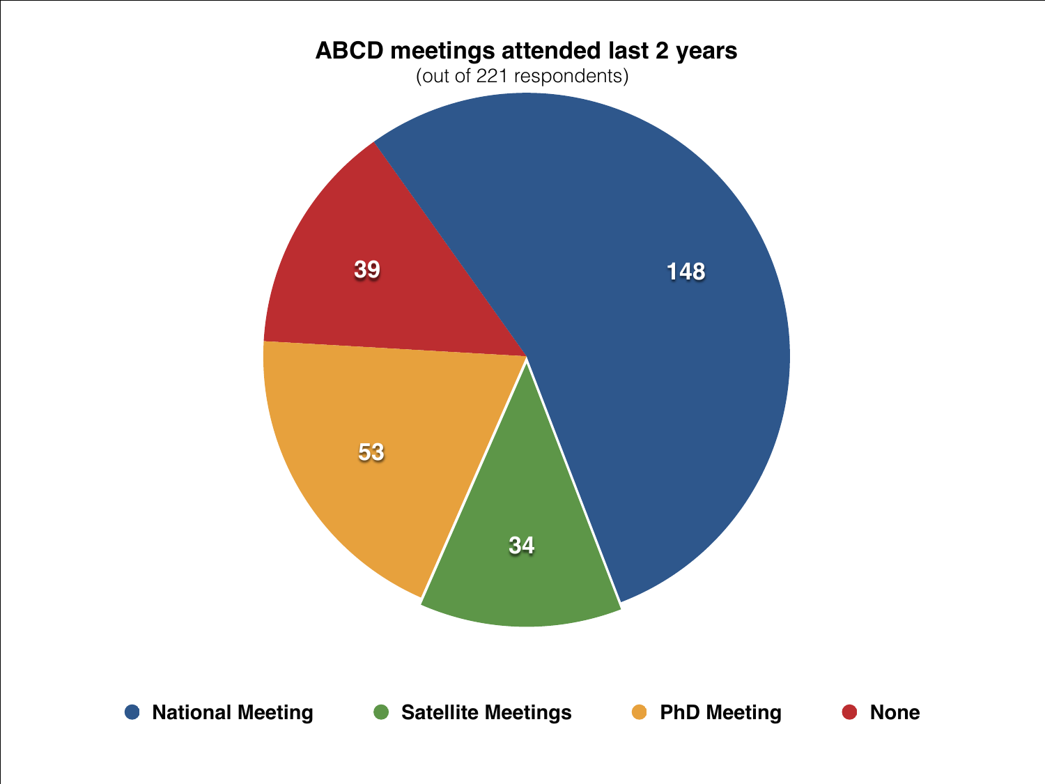# ABCD meetings attended last 2 years

(out of 221 respondents)

| Meeting | Count |
| --- | --- |
| National Meeting | 148 |
| Satellite Meetings | 34 |
| PhD Meeting | 53 |
| None | 39 |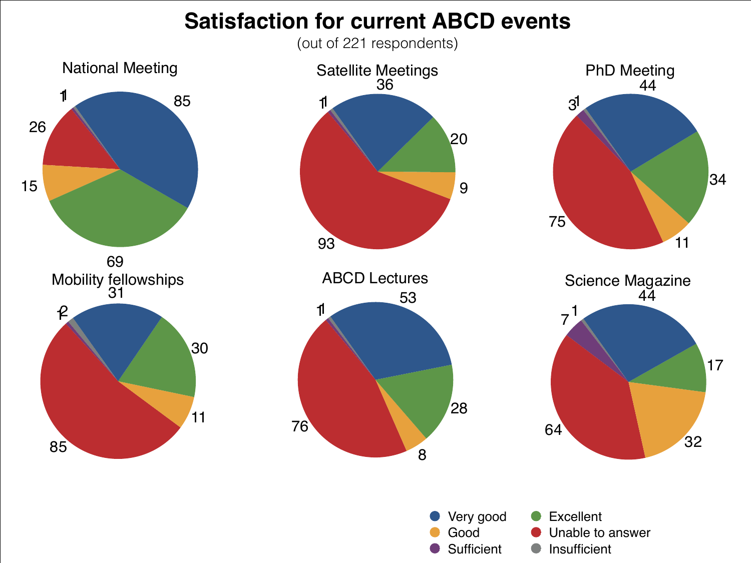# Satisfaction for current ABCD events

(out of 221 respondents)

| | Very good | Excellent | Good | Unable to answer | Sufficient | Insufficient |
|---|---|---|---|---|---|---|
| National Meeting | 85 | 69 | 15 | 26 | 1 | 1 |
| Satellite Meetings | 36 | 20 | 9 | 93 | 1 | 1 |
| PhD Meeting | 44 | 34 | 11 | 75 | 3 | 1 |
| Mobility fellowships | 31 | 30 | 11 | 85 | 1 | 2 |
| ABCD Lectures | 53 | 28 | 8 | 76 | 1 | 1 |
| Science Magazine | 44 | 17 | 32 | 64 | 7 | 1 |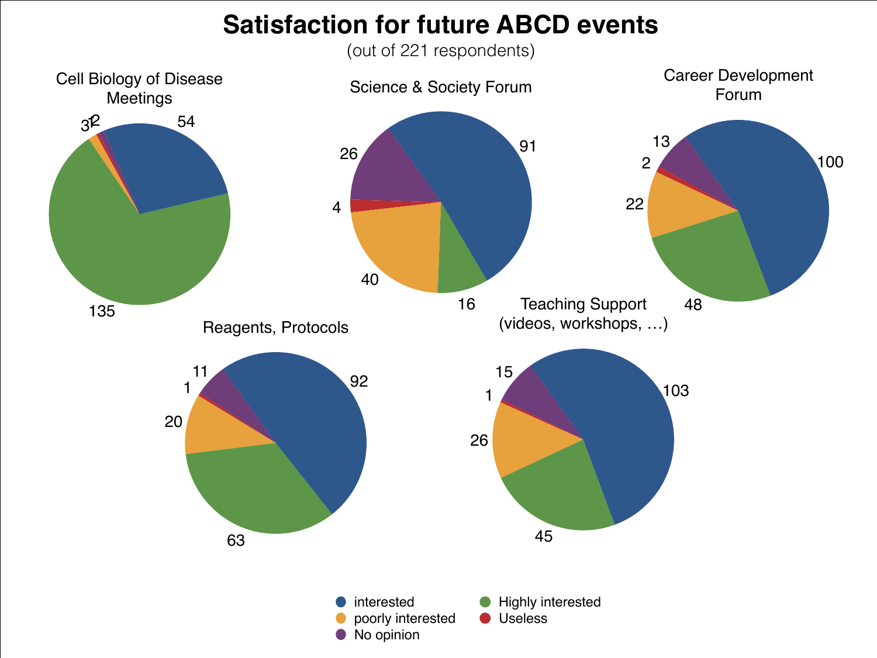# Satisfaction for future ABCD events

(out of 221 respondents)

| Event | interested | Highly interested | poorly interested | Useless | No opinion |
|---|---|---|---|---|---|
| Cell Biology of Disease Meetings | 54 | 135 | 3 | 1 | 2 |
| Science & Society Forum | 91 | 16 | 40 | 4 | 26 |
| Career Development Forum | 100 | 48 | 22 | 2 | 13 |
| Reagents, Protocols | 92 | 63 | 20 | 1 | 11 |
| Teaching Support (videos, workshops, …) | 103 | 45 | 26 | 1 | 15 |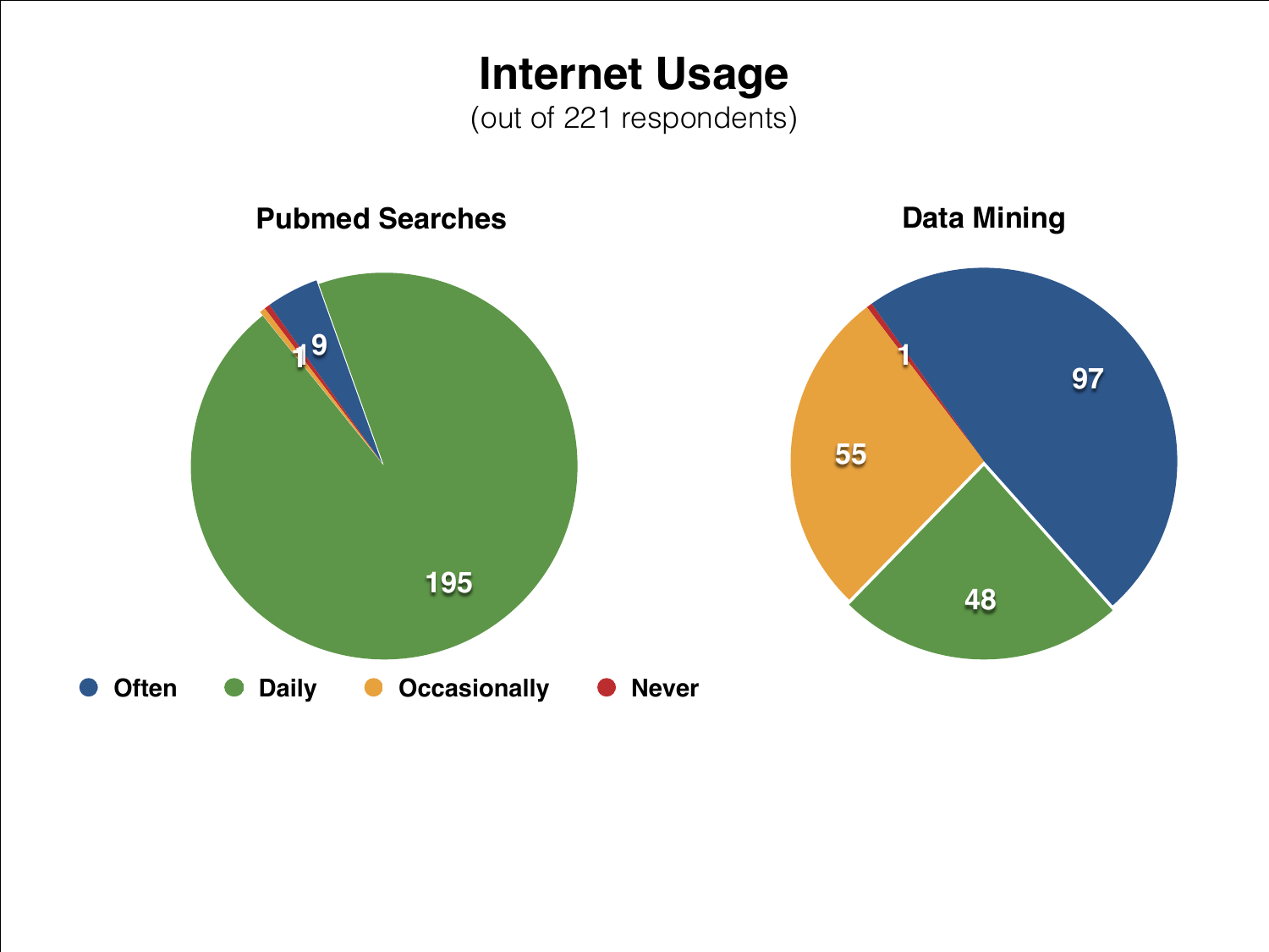# Internet Usage

(out of 221 respondents)

### Pubmed Searches

| Category | Count |
|---|---|
| Often | 19 |
| Daily | 195 |
| Occasionally | 1 |
| Never | 1 |

### Data Mining

| Category | Count |
|---|---|
| Often | 97 |
| Daily | 48 |
| Occasionally | 55 |
| Never | 1 |

Often · Daily · Occasionally · Never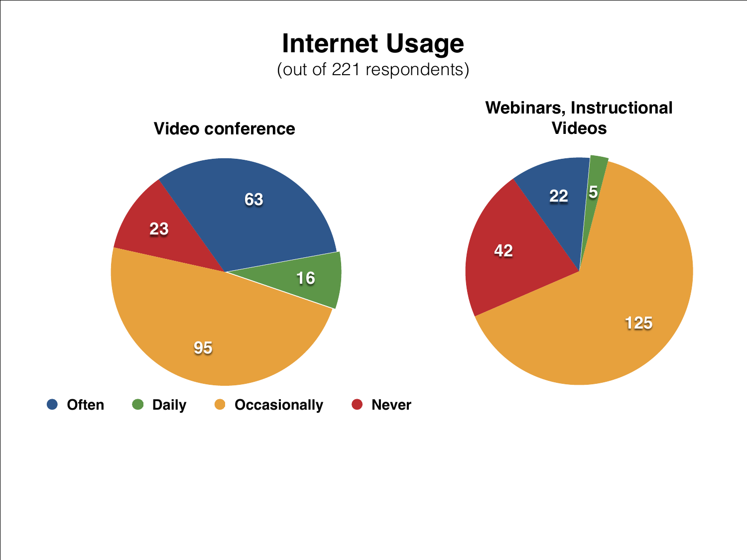# Internet Usage

(out of 221 respondents)

### Video conference

| Category | Count |
| --- | --- |
| Often | 63 |
| Daily | 16 |
| Occasionally | 95 |
| Never | 23 |

### Webinars, Instructional Videos

| Category | Count |
| --- | --- |
| Often | 22 |
| Daily | 5 |
| Occasionally | 125 |
| Never | 42 |

Often · Daily · Occasionally · Never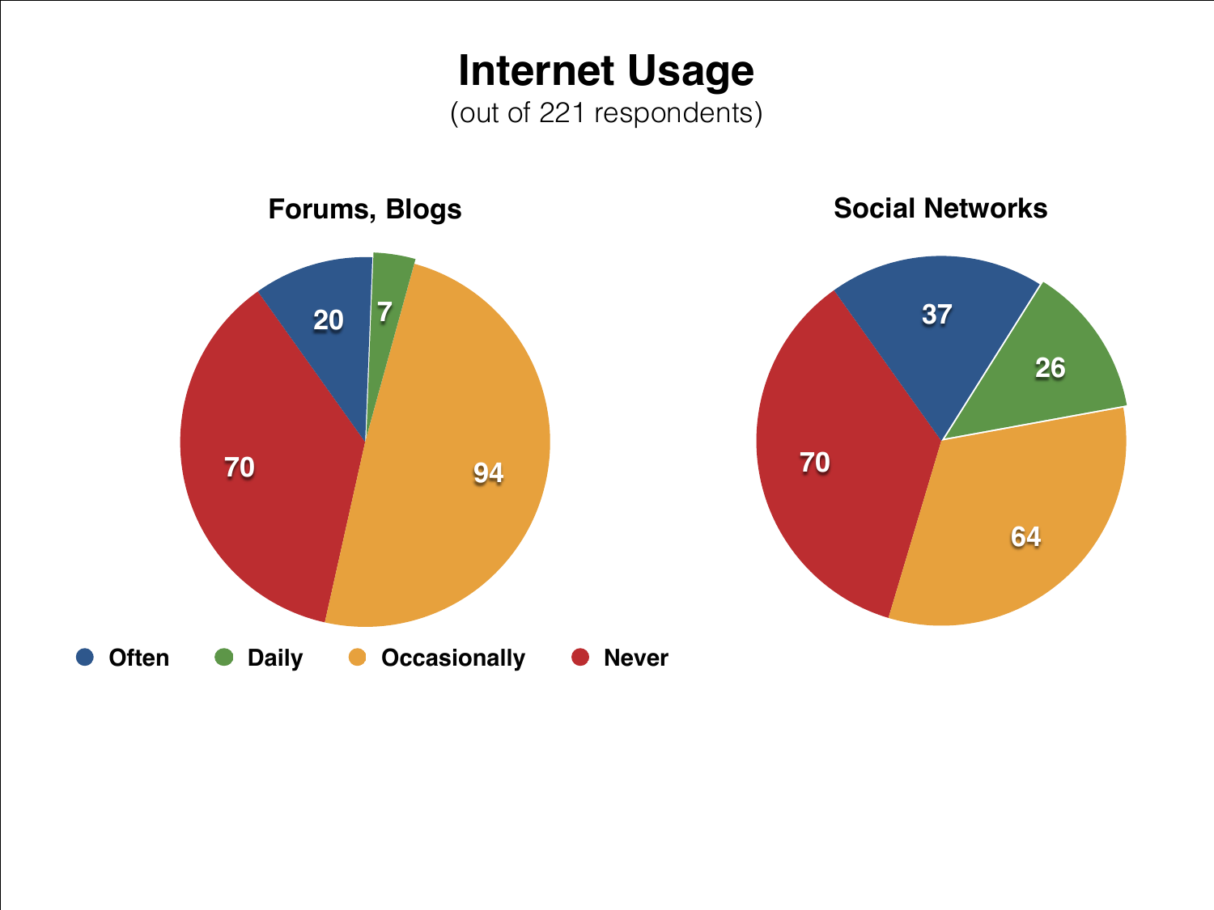# Internet Usage

(out of 221 respondents)

**Forums, Blogs**

20

7

94

70

**Social Networks**

37

26

64

70

Often

Daily

Occasionally

Never